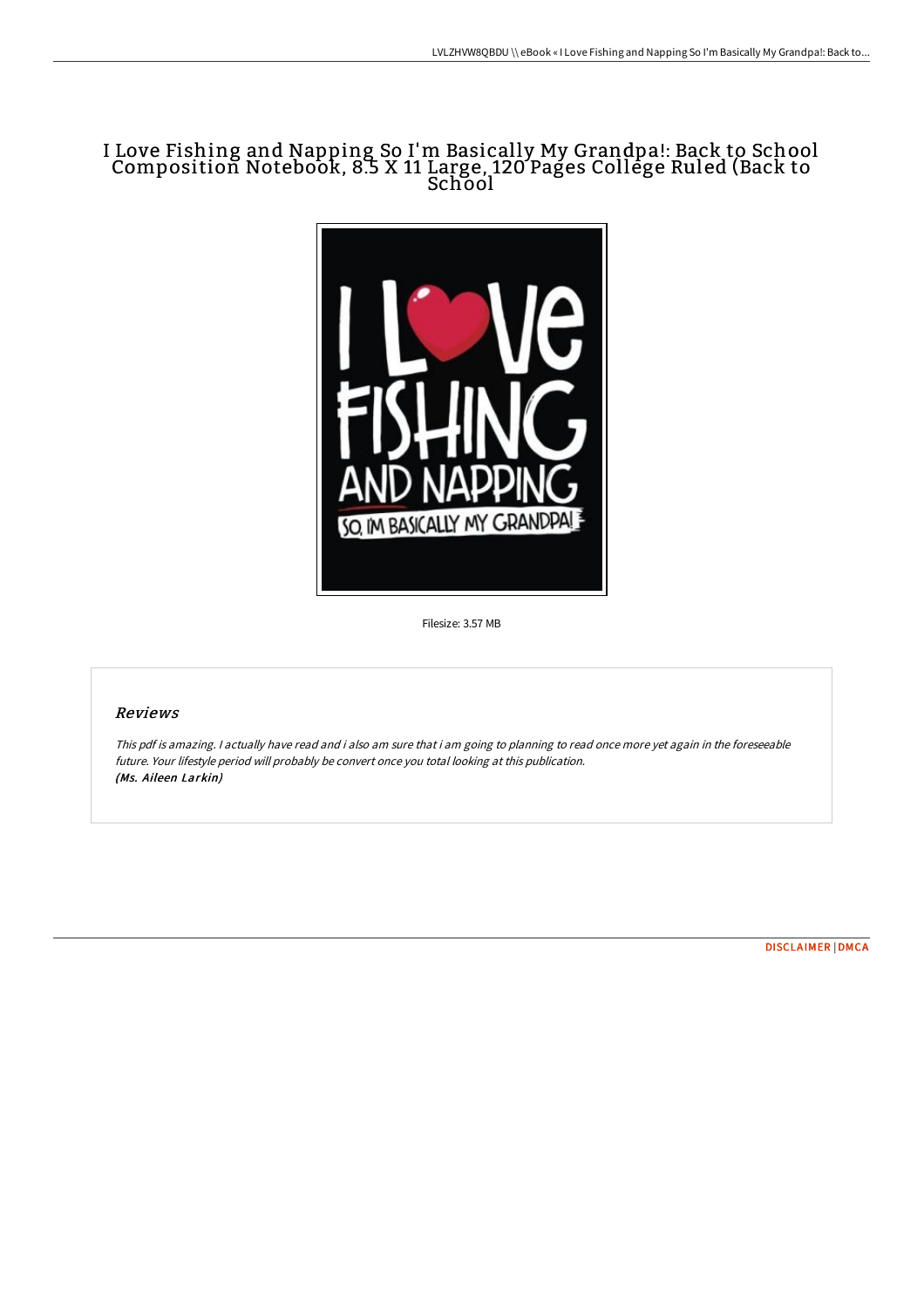# I Love Fishing and Napping So I'm Basically My Grandpa!: Back to School Composition Notebook, 8.5 X 11 Large, 120 Pages College Ruled (Back to School

Filesize: 3.57 MB

## Reviews

*This pdf is amazing. I actually have read and i also am sure that i am going to planning to read once more yet again in the foreseeable future. Your lifestyle period will probably be convert once you total looking at this publication.*
***(Ms. Aileen Larkin)***

DISCLAIMER | DMCA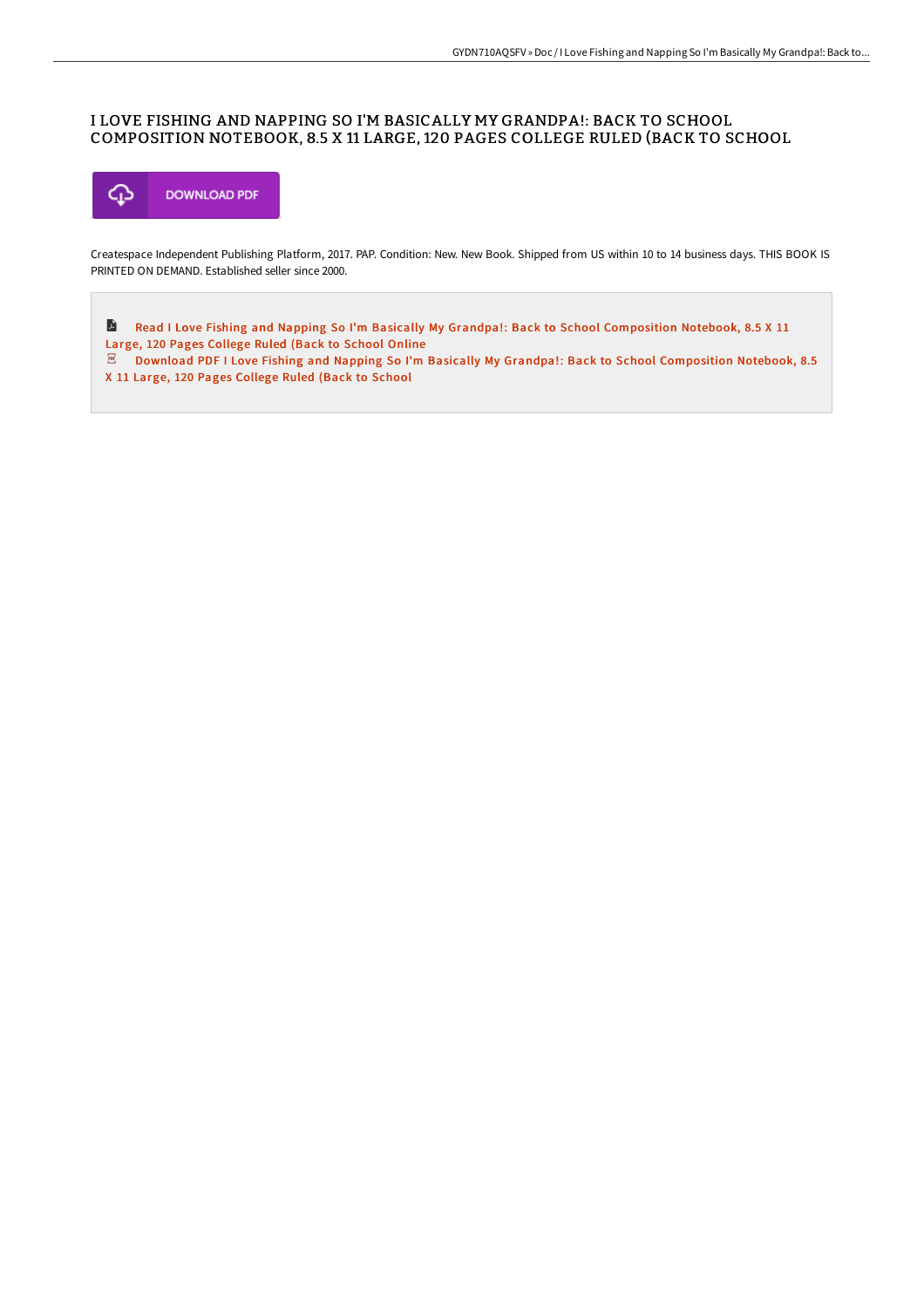# I LOVE FISHING AND NAPPING SO I'M BASICALLY MY GRANDPA!: BACK TO SCHOOL COMPOSITION NOTEBOOK, 8.5 X 11 LARGE, 120 PAGES COLLEGE RULED (BACK TO SCHOOL

DOWNLOAD PDF

Createspace Independent Publishing Platform, 2017. PAP. Condition: New. New Book. Shipped from US within 10 to 14 business days. THIS BOOK IS PRINTED ON DEMAND. Established seller since 2000.

Read I Love Fishing and Napping So I'm Basically My Grandpa!: Back to School Composition Notebook, 8.5 X 11 Large, 120 Pages College Ruled (Back to School Online

Download PDF I Love Fishing and Napping So I'm Basically My Grandpa!: Back to School Composition Notebook, 8.5 X 11 Large, 120 Pages College Ruled (Back to School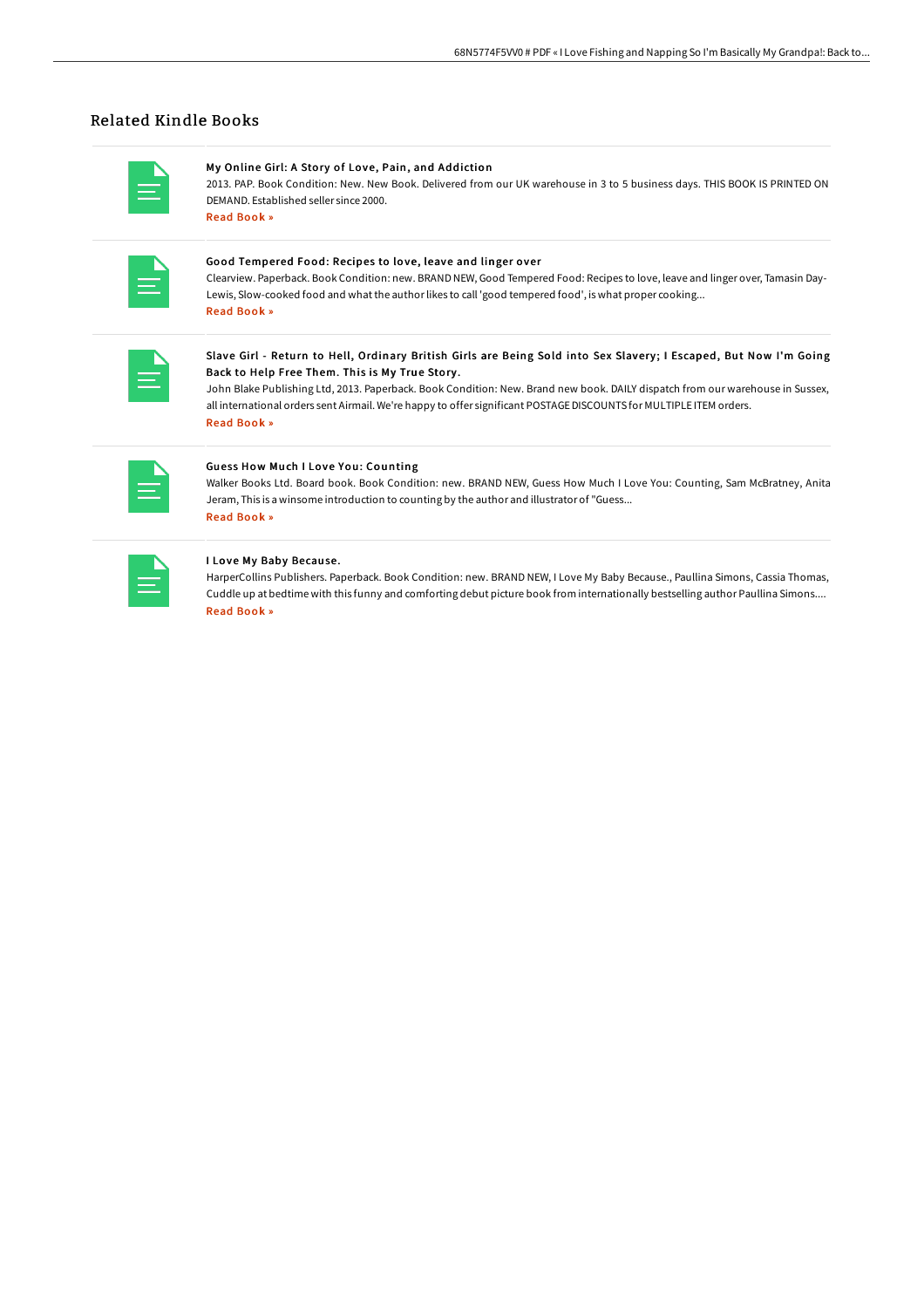## Related Kindle Books

### My Online Girl: A Story of Love, Pain, and Addiction

2013. PAP. Book Condition: New. New Book. Delivered from our UK warehouse in 3 to 5 business days. THIS BOOK IS PRINTED ON DEMAND. Established seller since 2000.

Read Book »

### Good Tempered Food: Recipes to love, leave and linger over

Clearview. Paperback. Book Condition: new. BRAND NEW, Good Tempered Food: Recipes to love, leave and linger over, Tamasin Day-Lewis, Slow-cooked food and what the author likes to call 'good tempered food', is what proper cooking...

Read Book »

### Slave Girl - Return to Hell, Ordinary British Girls are Being Sold into Sex Slavery; I Escaped, But Now I'm Going Back to Help Free Them. This is My True Story.

John Blake Publishing Ltd, 2013. Paperback. Book Condition: New. Brand new book. DAILY dispatch from our warehouse in Sussex, all international orders sent Airmail. We're happy to offer significant POSTAGE DISCOUNTS for MULTIPLE ITEM orders.

Read Book »

### Guess How Much I Love You: Counting

Walker Books Ltd. Board book. Book Condition: new. BRAND NEW, Guess How Much I Love You: Counting, Sam McBratney, Anita Jeram, This is a winsome introduction to counting by the author and illustrator of "Guess...

Read Book »

### I Love My Baby Because.

HarperCollins Publishers. Paperback. Book Condition: new. BRAND NEW, I Love My Baby Because., Paullina Simons, Cassia Thomas, Cuddle up at bedtime with this funny and comforting debut picture book from internationally bestselling author Paullina Simons....

Read Book »